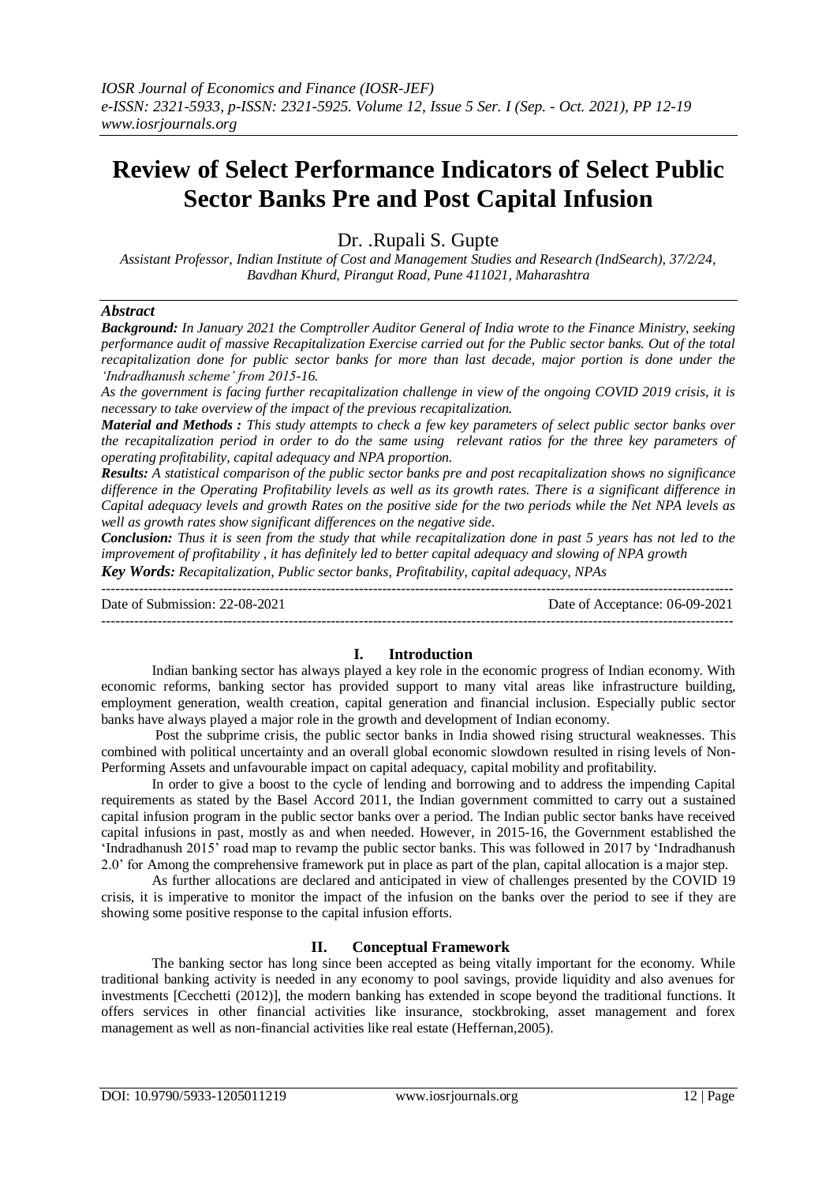# Review of Select Performance Indicators of Select Public Sector Banks Pre and Post Capital Infusion

Dr. .Rupali S. Gupte

*Assistant Professor, Indian Institute of Cost and Management Studies and Research (IndSearch), 37/2/24, Bavdhan Khurd, Pirangut Road, Pune 411021, Maharashtra*

## *Abstract*

***Background:*** *In January 2021 the Comptroller Auditor General of India wrote to the Finance Ministry, seeking performance audit of massive Recapitalization Exercise carried out for the Public sector banks. Out of the total recapitalization done for public sector banks for more than last decade, major portion is done under the 'Indradhanush scheme' from 2015-16.*

*As the government is facing further recapitalization challenge in view of the ongoing COVID 2019 crisis, it is necessary to take overview of the impact of the previous recapitalization.*

***Material and Methods :*** *This study attempts to check a few key parameters of select public sector banks over the recapitalization period in order to do the same using relevant ratios for the three key parameters of operating profitability, capital adequacy and NPA proportion.*

***Results:*** *A statistical comparison of the public sector banks pre and post recapitalization shows no significance difference in the Operating Profitability levels as well as its growth rates. There is a significant difference in Capital adequacy levels and growth Rates on the positive side for the two periods while the Net NPA levels as well as growth rates show significant differences on the negative side.*

***Conclusion:*** *Thus it is seen from the study that while recapitalization done in past 5 years has not led to the improvement of profitability , it has definitely led to better capital adequacy and slowing of NPA growth*

***Key Words:*** *Recapitalization, Public sector banks, Profitability, capital adequacy, NPAs*

---

Date of Submission: 22-08-2021 Date of Acceptance: 06-09-2021

---

## I. Introduction

Indian banking sector has always played a key role in the economic progress of Indian economy. With economic reforms, banking sector has provided support to many vital areas like infrastructure building, employment generation, wealth creation, capital generation and financial inclusion. Especially public sector banks have always played a major role in the growth and development of Indian economy.

Post the subprime crisis, the public sector banks in India showed rising structural weaknesses. This combined with political uncertainty and an overall global economic slowdown resulted in rising levels of Non-Performing Assets and unfavourable impact on capital adequacy, capital mobility and profitability.

In order to give a boost to the cycle of lending and borrowing and to address the impending Capital requirements as stated by the Basel Accord 2011, the Indian government committed to carry out a sustained capital infusion program in the public sector banks over a period. The Indian public sector banks have received capital infusions in past, mostly as and when needed. However, in 2015-16, the Government established the 'Indradhanush 2015' road map to revamp the public sector banks. This was followed in 2017 by 'Indradhanush 2.0' for Among the comprehensive framework put in place as part of the plan, capital allocation is a major step.

As further allocations are declared and anticipated in view of challenges presented by the COVID 19 crisis, it is imperative to monitor the impact of the infusion on the banks over the period to see if they are showing some positive response to the capital infusion efforts.

## II. Conceptual Framework

The banking sector has long since been accepted as being vitally important for the economy. While traditional banking activity is needed in any economy to pool savings, provide liquidity and also avenues for investments [Cecchetti (2012)], the modern banking has extended in scope beyond the traditional functions. It offers services in other financial activities like insurance, stockbroking, asset management and forex management as well as non-financial activities like real estate (Heffernan,2005).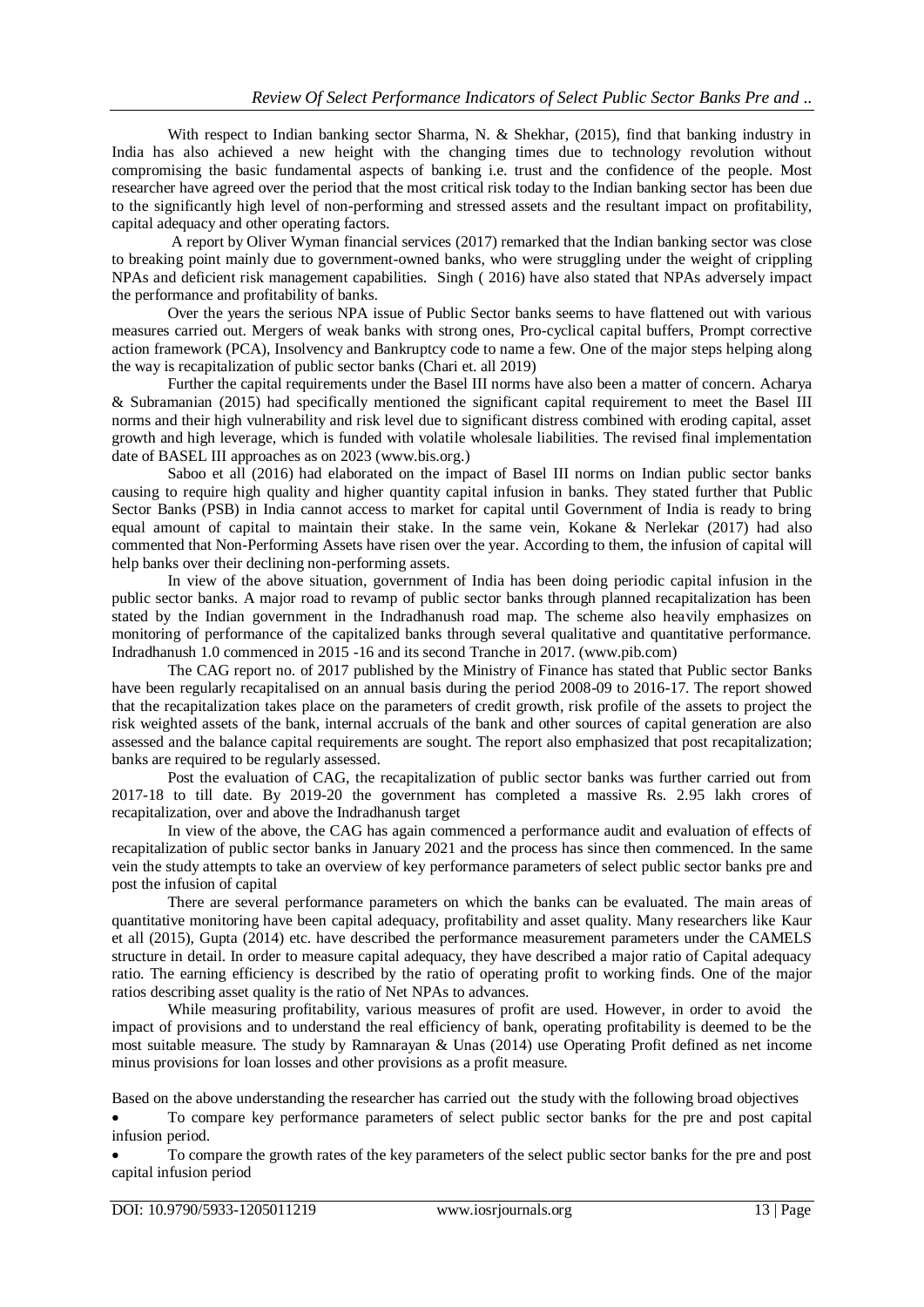With respect to Indian banking sector Sharma, N. & Shekhar, (2015), find that banking industry in India has also achieved a new height with the changing times due to technology revolution without compromising the basic fundamental aspects of banking i.e. trust and the confidence of the people. Most researcher have agreed over the period that the most critical risk today to the Indian banking sector has been due to the significantly high level of non-performing and stressed assets and the resultant impact on profitability, capital adequacy and other operating factors.

A report by Oliver Wyman financial services (2017) remarked that the Indian banking sector was close to breaking point mainly due to government-owned banks, who were struggling under the weight of crippling NPAs and deficient risk management capabilities. Singh ( 2016) have also stated that NPAs adversely impact the performance and profitability of banks.

Over the years the serious NPA issue of Public Sector banks seems to have flattened out with various measures carried out. Mergers of weak banks with strong ones, Pro-cyclical capital buffers, Prompt corrective action framework (PCA), Insolvency and Bankruptcy code to name a few. One of the major steps helping along the way is recapitalization of public sector banks (Chari et. all 2019)

Further the capital requirements under the Basel III norms have also been a matter of concern. Acharya & Subramanian (2015) had specifically mentioned the significant capital requirement to meet the Basel III norms and their high vulnerability and risk level due to significant distress combined with eroding capital, asset growth and high leverage, which is funded with volatile wholesale liabilities. The revised final implementation date of BASEL III approaches as on 2023 (www.bis.org.)

Saboo et all (2016) had elaborated on the impact of Basel III norms on Indian public sector banks causing to require high quality and higher quantity capital infusion in banks. They stated further that Public Sector Banks (PSB) in India cannot access to market for capital until Government of India is ready to bring equal amount of capital to maintain their stake. In the same vein, Kokane & Nerlekar (2017) had also commented that Non-Performing Assets have risen over the year. According to them, the infusion of capital will help banks over their declining non-performing assets.

In view of the above situation, government of India has been doing periodic capital infusion in the public sector banks. A major road to revamp of public sector banks through planned recapitalization has been stated by the Indian government in the Indradhanush road map. The scheme also heavily emphasizes on monitoring of performance of the capitalized banks through several qualitative and quantitative performance. Indradhanush 1.0 commenced in 2015 -16 and its second Tranche in 2017. (www.pib.com)

The CAG report no. of 2017 published by the Ministry of Finance has stated that Public sector Banks have been regularly recapitalised on an annual basis during the period 2008-09 to 2016-17. The report showed that the recapitalization takes place on the parameters of credit growth, risk profile of the assets to project the risk weighted assets of the bank, internal accruals of the bank and other sources of capital generation are also assessed and the balance capital requirements are sought. The report also emphasized that post recapitalization; banks are required to be regularly assessed.

Post the evaluation of CAG, the recapitalization of public sector banks was further carried out from 2017-18 to till date. By 2019-20 the government has completed a massive Rs. 2.95 lakh crores of recapitalization, over and above the Indradhanush target

In view of the above, the CAG has again commenced a performance audit and evaluation of effects of recapitalization of public sector banks in January 2021 and the process has since then commenced. In the same vein the study attempts to take an overview of key performance parameters of select public sector banks pre and post the infusion of capital

There are several performance parameters on which the banks can be evaluated. The main areas of quantitative monitoring have been capital adequacy, profitability and asset quality. Many researchers like Kaur et all (2015), Gupta (2014) etc. have described the performance measurement parameters under the CAMELS structure in detail. In order to measure capital adequacy, they have described a major ratio of Capital adequacy ratio. The earning efficiency is described by the ratio of operating profit to working finds. One of the major ratios describing asset quality is the ratio of Net NPAs to advances.

While measuring profitability, various measures of profit are used. However, in order to avoid the impact of provisions and to understand the real efficiency of bank, operating profitability is deemed to be the most suitable measure. The study by Ramnarayan & Unas (2014) use Operating Profit defined as net income minus provisions for loan losses and other provisions as a profit measure.

Based on the above understanding the researcher has carried out the study with the following broad objectives

- To compare key performance parameters of select public sector banks for the pre and post capital infusion period.
- To compare the growth rates of the key parameters of the select public sector banks for the pre and post capital infusion period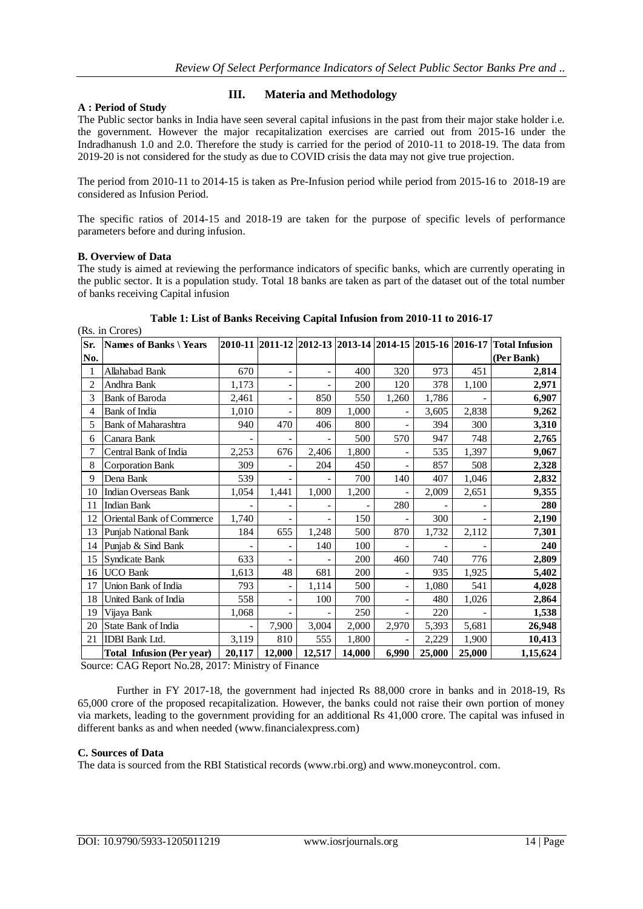## III. Materia and Methodology

**A : Period of Study**

The Public sector banks in India have seen several capital infusions in the past from their major stake holder i.e. the government. However the major recapitalization exercises are carried out from 2015-16 under the Indradhanush 1.0 and 2.0. Therefore the study is carried for the period of 2010-11 to 2018-19. The data from 2019-20 is not considered for the study as due to COVID crisis the data may not give true projection.

The period from 2010-11 to 2014-15 is taken as Pre-Infusion period while period from 2015-16 to 2018-19 are considered as Infusion Period.

The specific ratios of 2014-15 and 2018-19 are taken for the purpose of specific levels of performance parameters before and during infusion.

**B. Overview of Data**

The study is aimed at reviewing the performance indicators of specific banks, which are currently operating in the public sector. It is a population study. Total 18 banks are taken as part of the dataset out of the total number of banks receiving Capital infusion

**Table 1: List of Banks Receiving Capital Infusion from 2010-11 to 2016-17**

(Rs. in Crores)

| Sr. No. | Names of Banks \ Years | 2010-11 | 2011-12 | 2012-13 | 2013-14 | 2014-15 | 2015-16 | 2016-17 | Total Infusion (Per Bank) |
|---|---|---|---|---|---|---|---|---|---|
| 1 | Allahabad Bank | 670 | - | - | 400 | 320 | 973 | 451 | **2,814** |
| 2 | Andhra Bank | 1,173 | - | - | 200 | 120 | 378 | 1,100 | **2,971** |
| 3 | Bank of Baroda | 2,461 | - | 850 | 550 | 1,260 | 1,786 | - | **6,907** |
| 4 | Bank of India | 1,010 | - | 809 | 1,000 | - | 3,605 | 2,838 | **9,262** |
| 5 | Bank of Maharashtra | 940 | 470 | 406 | 800 | - | 394 | 300 | **3,310** |
| 6 | Canara Bank | - | - | - | 500 | 570 | 947 | 748 | **2,765** |
| 7 | Central Bank of India | 2,253 | 676 | 2,406 | 1,800 | - | 535 | 1,397 | **9,067** |
| 8 | Corporation Bank | 309 | - | 204 | 450 | - | 857 | 508 | **2,328** |
| 9 | Dena Bank | 539 | - | - | 700 | 140 | 407 | 1,046 | **2,832** |
| 10 | Indian Overseas Bank | 1,054 | 1,441 | 1,000 | 1,200 | - | 2,009 | 2,651 | **9,355** |
| 11 | Indian Bank | - | - | - | - | 280 | - | - | **280** |
| 12 | Oriental Bank of Commerce | 1,740 | - | - | 150 | - | 300 | - | **2,190** |
| 13 | Punjab National Bank | 184 | 655 | 1,248 | 500 | 870 | 1,732 | 2,112 | **7,301** |
| 14 | Punjab & Sind Bank | - | - | 140 | 100 | - | - | - | **240** |
| 15 | Syndicate Bank | 633 | - | - | 200 | 460 | 740 | 776 | **2,809** |
| 16 | UCO Bank | 1,613 | 48 | 681 | 200 | - | 935 | 1,925 | **5,402** |
| 17 | Union Bank of India | 793 | - | 1,114 | 500 | - | 1,080 | 541 | **4,028** |
| 18 | United Bank of India | 558 | - | 100 | 700 | - | 480 | 1,026 | **2,864** |
| 19 | Vijaya Bank | 1,068 | - | - | 250 | - | 220 | - | **1,538** |
| 20 | State Bank of India | - | 7,900 | 3,004 | 2,000 | 2,970 | 5,393 | 5,681 | **26,948** |
| 21 | IDBI Bank Ltd. | 3,119 | 810 | 555 | 1,800 | - | 2,229 | 1,900 | **10,413** |
| | **Total Infusion (Per year)** | **20,117** | **12,000** | **12,517** | **14,000** | **6,990** | **25,000** | **25,000** | **1,15,624** |

Source: CAG Report No.28, 2017: Ministry of Finance

Further in FY 2017-18, the government had injected Rs 88,000 crore in banks and in 2018-19, Rs 65,000 crore of the proposed recapitalization. However, the banks could not raise their own portion of money via markets, leading to the government providing for an additional Rs 41,000 crore. The capital was infused in different banks as and when needed (www.financialexpress.com)

**C. Sources of Data**

The data is sourced from the RBI Statistical records (www.rbi.org) and www.moneycontrol. com.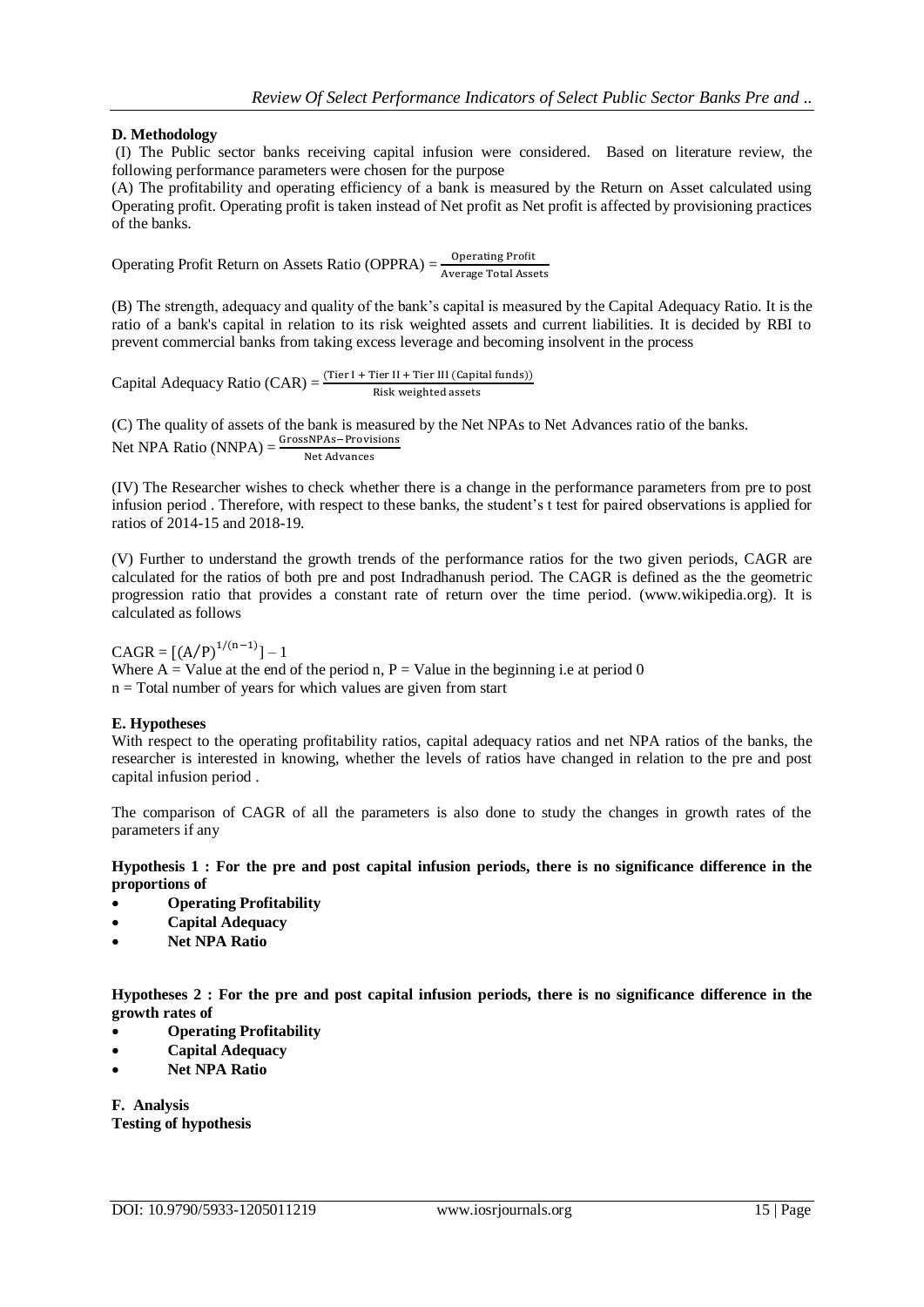**D. Methodology**

(I) The Public sector banks receiving capital infusion were considered. Based on literature review, the following performance parameters were chosen for the purpose

(A) The profitability and operating efficiency of a bank is measured by the Return on Asset calculated using Operating profit. Operating profit is taken instead of Net profit as Net profit is affected by provisioning practices of the banks.

Operating Profit Return on Assets Ratio (OPPRA) = $\frac{\text{Operating Profit}}{\text{Average Total Assets}}$

(B) The strength, adequacy and quality of the bank's capital is measured by the Capital Adequacy Ratio. It is the ratio of a bank's capital in relation to its risk weighted assets and current liabilities. It is decided by RBI to prevent commercial banks from taking excess leverage and becoming insolvent in the process

Capital Adequacy Ratio (CAR) = $\frac{(\text{Tier I + Tier II + Tier III (Capital funds)})}{\text{Risk weighted assets}}$

(C) The quality of assets of the bank is measured by the Net NPAs to Net Advances ratio of the banks.

Net NPA Ratio (NNPA) = $\frac{\text{GrossNPAs} - \text{Provisions}}{\text{Net Advances}}$

(IV) The Researcher wishes to check whether there is a change in the performance parameters from pre to post infusion period . Therefore, with respect to these banks, the student's t test for paired observations is applied for ratios of 2014-15 and 2018-19.

(V) Further to understand the growth trends of the performance ratios for the two given periods, CAGR are calculated for the ratios of both pre and post Indradhanush period. The CAGR is defined as the the geometric progression ratio that provides a constant rate of return over the time period. (www.wikipedia.org). It is calculated as follows

$\text{CAGR} = [(A/P)^{1/(n-1)}] - 1$

Where A = Value at the end of the period n, P = Value in the beginning i.e at period 0

n = Total number of years for which values are given from start

**E. Hypotheses**

With respect to the operating profitability ratios, capital adequacy ratios and net NPA ratios of the banks, the researcher is interested in knowing, whether the levels of ratios have changed in relation to the pre and post capital infusion period .

The comparison of CAGR of all the parameters is also done to study the changes in growth rates of the parameters if any

**Hypothesis 1 : For the pre and post capital infusion periods, there is no significance difference in the proportions of**

- **Operating Profitability**
- **Capital Adequacy**
- **Net NPA Ratio**

**Hypotheses 2 : For the pre and post capital infusion periods, there is no significance difference in the growth rates of**

- **Operating Profitability**
- **Capital Adequacy**
- **Net NPA Ratio**

**F. Analysis**

**Testing of hypothesis**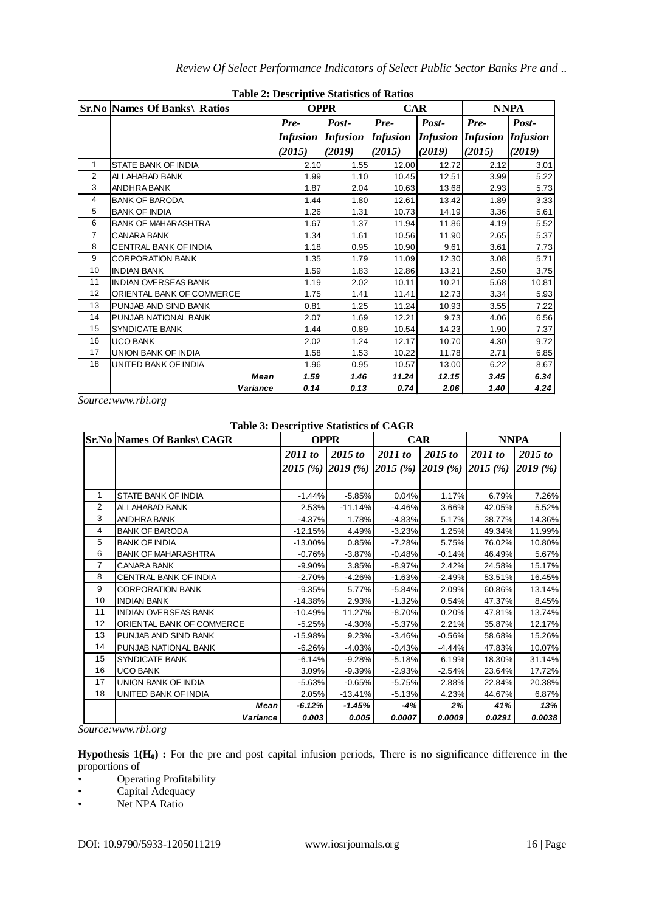**Table 2: Descriptive Statistics of Ratios**

| Sr.No | Names Of Banks\ Ratios | OPPR | | CAR | | NNPA | |
|---|---|---|---|---|---|---|---|
| | | *Pre-Infusion (2015)* | *Post-Infusion (2019)* | *Pre-Infusion (2015)* | *Post-Infusion (2019)* | *Pre-Infusion (2015)* | *Post-Infusion (2019)* |
| 1 | STATE BANK OF INDIA | 2.10 | 1.55 | 12.00 | 12.72 | 2.12 | 3.01 |
| 2 | ALLAHABAD BANK | 1.99 | 1.10 | 10.45 | 12.51 | 3.99 | 5.22 |
| 3 | ANDHRA BANK | 1.87 | 2.04 | 10.63 | 13.68 | 2.93 | 5.73 |
| 4 | BANK OF BARODA | 1.44 | 1.80 | 12.61 | 13.42 | 1.89 | 3.33 |
| 5 | BANK OF INDIA | 1.26 | 1.31 | 10.73 | 14.19 | 3.36 | 5.61 |
| 6 | BANK OF MAHARASHTRA | 1.67 | 1.37 | 11.94 | 11.86 | 4.19 | 5.52 |
| 7 | CANARA BANK | 1.34 | 1.61 | 10.56 | 11.90 | 2.65 | 5.37 |
| 8 | CENTRAL BANK OF INDIA | 1.18 | 0.95 | 10.90 | 9.61 | 3.61 | 7.73 |
| 9 | CORPORATION BANK | 1.35 | 1.79 | 11.09 | 12.30 | 3.08 | 5.71 |
| 10 | INDIAN BANK | 1.59 | 1.83 | 12.86 | 13.21 | 2.50 | 3.75 |
| 11 | INDIAN OVERSEAS BANK | 1.19 | 2.02 | 10.11 | 10.21 | 5.68 | 10.81 |
| 12 | ORIENTAL BANK OF COMMERCE | 1.75 | 1.41 | 11.41 | 12.73 | 3.34 | 5.93 |
| 13 | PUNJAB AND SIND BANK | 0.81 | 1.25 | 11.24 | 10.93 | 3.55 | 7.22 |
| 14 | PUNJAB NATIONAL BANK | 2.07 | 1.69 | 12.21 | 9.73 | 4.06 | 6.56 |
| 15 | SYNDICATE BANK | 1.44 | 0.89 | 10.54 | 14.23 | 1.90 | 7.37 |
| 16 | UCO BANK | 2.02 | 1.24 | 12.17 | 10.70 | 4.30 | 9.72 |
| 17 | UNION BANK OF INDIA | 1.58 | 1.53 | 10.22 | 11.78 | 2.71 | 6.85 |
| 18 | UNITED BANK OF INDIA | 1.96 | 0.95 | 10.57 | 13.00 | 6.22 | 8.67 |
| | ***Mean*** | ***1.59*** | ***1.46*** | ***11.24*** | ***12.15*** | ***3.45*** | ***6.34*** |
| | ***Variance*** | ***0.14*** | ***0.13*** | ***0.74*** | ***2.06*** | ***1.40*** | ***4.24*** |

*Source:www.rbi.org*

**Table 3: Descriptive Statistics of CAGR**

| Sr.No | Names Of Banks\ CAGR | OPPR | | CAR | | NNPA | |
|---|---|---|---|---|---|---|---|
| | | *2011 to 2015 (%)* | *2015 to 2019 (%)* | *2011 to 2015 (%)* | *2015 to 2019 (%)* | *2011 to 2015 (%)* | *2015 to 2019 (%)* |
| 1 | STATE BANK OF INDIA | -1.44% | -5.85% | 0.04% | 1.17% | 6.79% | 7.26% |
| 2 | ALLAHABAD BANK | 2.53% | -11.14% | -4.46% | 3.66% | 42.05% | 5.52% |
| 3 | ANDHRA BANK | -4.37% | 1.78% | -4.83% | 5.17% | 38.77% | 14.36% |
| 4 | BANK OF BARODA | -12.15% | 4.49% | -3.23% | 1.25% | 49.34% | 11.99% |
| 5 | BANK OF INDIA | -13.00% | 0.85% | -7.28% | 5.75% | 76.02% | 10.80% |
| 6 | BANK OF MAHARASHTRA | -0.76% | -3.87% | -0.48% | -0.14% | 46.49% | 5.67% |
| 7 | CANARA BANK | -9.90% | 3.85% | -8.97% | 2.42% | 24.58% | 15.17% |
| 8 | CENTRAL BANK OF INDIA | -2.70% | -4.26% | -1.63% | -2.49% | 53.51% | 16.45% |
| 9 | CORPORATION BANK | -9.35% | 5.77% | -5.84% | 2.09% | 60.86% | 13.14% |
| 10 | INDIAN BANK | -14.38% | 2.93% | -1.32% | 0.54% | 47.37% | 8.45% |
| 11 | INDIAN OVERSEAS BANK | -10.49% | 11.27% | -8.70% | 0.20% | 47.81% | 13.74% |
| 12 | ORIENTAL BANK OF COMMERCE | -5.25% | -4.30% | -5.37% | 2.21% | 35.87% | 12.17% |
| 13 | PUNJAB AND SIND BANK | -15.98% | 9.23% | -3.46% | -0.56% | 58.68% | 15.26% |
| 14 | PUNJAB NATIONAL BANK | -6.26% | -4.03% | -0.43% | -4.44% | 47.83% | 10.07% |
| 15 | SYNDICATE BANK | -6.14% | -9.28% | -5.18% | 6.19% | 18.30% | 31.14% |
| 16 | UCO BANK | 3.09% | -9.39% | -2.93% | -2.54% | 23.64% | 17.72% |
| 17 | UNION BANK OF INDIA | -5.63% | -0.65% | -5.75% | 2.88% | 22.84% | 20.38% |
| 18 | UNITED BANK OF INDIA | 2.05% | -13.41% | -5.13% | 4.23% | 44.67% | 6.87% |
| | ***Mean*** | ***-6.12%*** | ***-1.45%*** | ***-4%*** | ***2%*** | ***41%*** | ***13%*** |
| | ***Variance*** | ***0.003*** | ***0.005*** | ***0.0007*** | ***0.0009*** | ***0.0291*** | ***0.0038*** |

*Source:www.rbi.org*

**Hypothesis 1($H_0$) :** For the pre and post capital infusion periods, There is no significance difference in the proportions of

- Operating Profitability
- Capital Adequacy
- Net NPA Ratio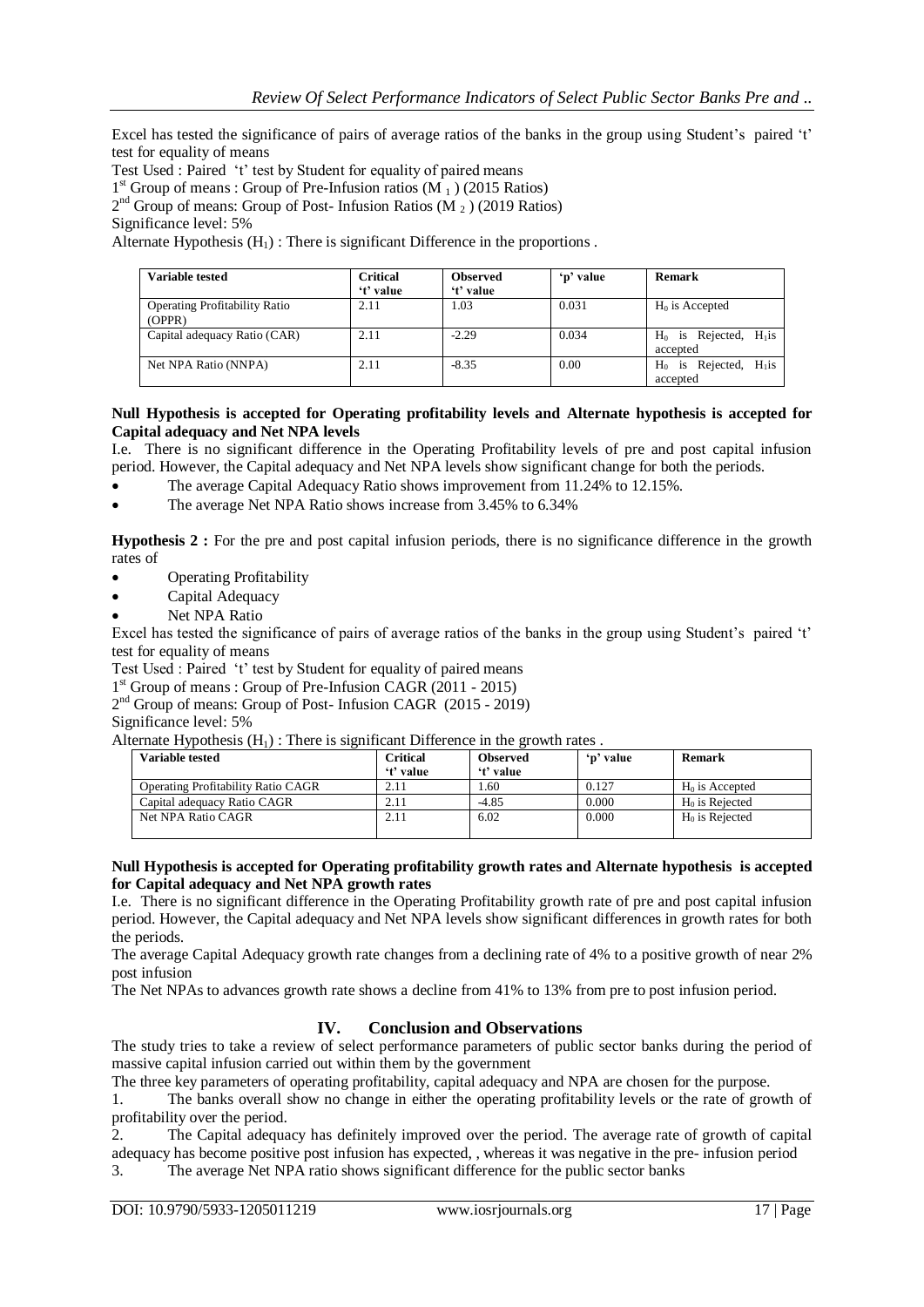Excel has tested the significance of pairs of average ratios of the banks in the group using Student's paired 't' test for equality of means

Test Used : Paired 't' test by Student for equality of paired means

1st Group of means : Group of Pre-Infusion ratios ($M_1$) (2015 Ratios)

2nd Group of means: Group of Post- Infusion Ratios ($M_2$) (2019 Ratios)

Significance level: 5%

Alternate Hypothesis ($H_1$) : There is significant Difference in the proportions .

| Variable tested | Critical 't' value | Observed 't' value | 'p' value | Remark |
|---|---|---|---|---|
| Operating Profitability Ratio (OPPR) | 2.11 | 1.03 | 0.031 | $H_0$ is Accepted |
| Capital adequacy Ratio (CAR) | 2.11 | -2.29 | 0.034 | $H_0$ is Rejected, $H_1$is accepted |
| Net NPA Ratio (NNPA) | 2.11 | -8.35 | 0.00 | $H_0$ is Rejected, $H_1$is accepted |

**Null Hypothesis is accepted for Operating profitability levels and Alternate hypothesis is accepted for Capital adequacy and Net NPA levels**

I.e. There is no significant difference in the Operating Profitability levels of pre and post capital infusion period. However, the Capital adequacy and Net NPA levels show significant change for both the periods.

- The average Capital Adequacy Ratio shows improvement from 11.24% to 12.15%.
- The average Net NPA Ratio shows increase from 3.45% to 6.34%

**Hypothesis 2 :** For the pre and post capital infusion periods, there is no significance difference in the growth rates of

- Operating Profitability
- Capital Adequacy
- Net NPA Ratio

Excel has tested the significance of pairs of average ratios of the banks in the group using Student's paired 't' test for equality of means

Test Used : Paired 't' test by Student for equality of paired means

1st Group of means : Group of Pre-Infusion CAGR (2011 - 2015)

2nd Group of means: Group of Post- Infusion CAGR (2015 - 2019)

Significance level: 5%

Alternate Hypothesis ($H_1$) : There is significant Difference in the growth rates .

| Variable tested | Critical 't' value | Observed 't' value | 'p' value | Remark |
|---|---|---|---|---|
| Operating Profitability Ratio CAGR | 2.11 | 1.60 | 0.127 | $H_0$ is Accepted |
| Capital adequacy Ratio CAGR | 2.11 | -4.85 | 0.000 | $H_0$ is Rejected |
| Net NPA Ratio CAGR | 2.11 | 6.02 | 0.000 | $H_0$ is Rejected |

**Null Hypothesis is accepted for Operating profitability growth rates and Alternate hypothesis is accepted for Capital adequacy and Net NPA growth rates**

I.e. There is no significant difference in the Operating Profitability growth rate of pre and post capital infusion period. However, the Capital adequacy and Net NPA levels show significant differences in growth rates for both the periods.

The average Capital Adequacy growth rate changes from a declining rate of 4% to a positive growth of near 2% post infusion

The Net NPAs to advances growth rate shows a decline from 41% to 13% from pre to post infusion period.

## IV. Conclusion and Observations

The study tries to take a review of select performance parameters of public sector banks during the period of massive capital infusion carried out within them by the government

The three key parameters of operating profitability, capital adequacy and NPA are chosen for the purpose.

1. The banks overall show no change in either the operating profitability levels or the rate of growth of profitability over the period.
2. The Capital adequacy has definitely improved over the period. The average rate of growth of capital adequacy has become positive post infusion has expected, , whereas it was negative in the pre- infusion period
3. The average Net NPA ratio shows significant difference for the public sector banks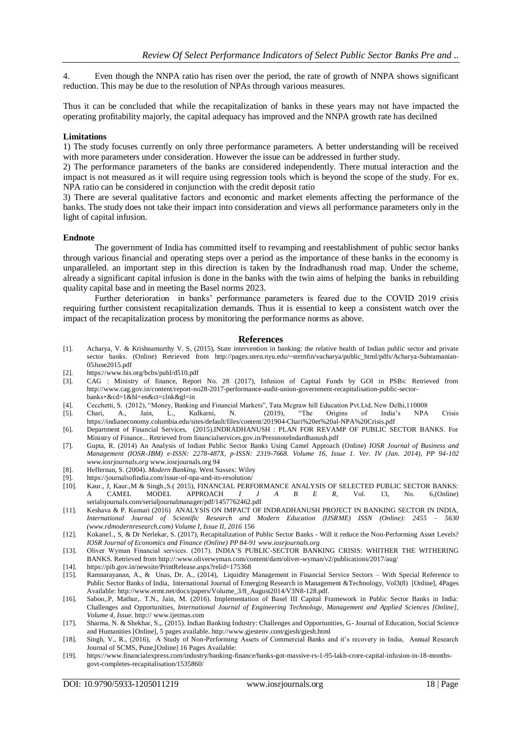4. Even though the NNPA ratio has risen over the period, the rate of growth of NNPA shows significant reduction. This may be due to the resolution of NPAs through various measures.

Thus it can be concluded that while the recapitalization of banks in these years may not have impacted the operating profitability majorly, the capital adequacy has improved and the NNPA growth rate has decilned

**Limitations**

1) The study focuses currently on only three performance parameters. A better understanding will be received with more parameters under consideration. However the issue can be addressed in further study.

2) The performance parameters of the banks are considered independently. There mutual interaction and the impact is not measured as it will require using regression tools which is beyond the scope of the study. For ex. NPA ratio can be considered in conjunction with the credit deposit ratio

3) There are several qualitative factors and economic and market elements affecting the performance of the banks. The study does not take their impact into consideration and views all performance parameters only in the light of capital infusion.

**Endnote**

The government of India has committed itself to revamping and reestablishment of public sector banks through various financial and operating steps over a period as the importance of these banks in the economy is unparalleled. an important step in this direction is taken by the Indradhanush road map. Under the scheme, already a significant capital infusion is done in the banks with the twin aims of helping the banks in rebuilding quality capital base and in meeting the Basel norms 2023.

Further deterioration in banks' performance parameters is feared due to the COVID 2019 crisis requiring further consistent recapitalization demands. Thus it is essential to keep a consistent watch over the impact of the recapitalization process by monitoring the performance norms as above.

## References

[1]. Acharya, V. & Krishnamurthy V. S, (2015), State intervention in banking: the relative health of Indian public sector and private sector banks. (Online) Retrieved from http://pages.stern.nyu.edu/~sternfin/vacharya/public_html/pdfs/Acharya-Subramanian-05June2015.pdf

[2]. https://www.bis.org/bcbs/publ/d510.pdf

[3]. CAG : Ministry of finance, Report No. 28 (2017), Infusion of Capital Funds by GOI in PSBs: Retrieved from http://www.cag.gov.in/content/report-no28-2017-performance-audit-union-government-recapitalisation-public-sector-banks+&cd=1&hl=en&ct=clnk&gl=in

[4]. Cecchetti, S. (2012), "Money, Banking and Financial Markets", Tata Mcgraw hill Education Pvt.Ltd, New Delhi,110008

[5]. Chari, A., Jain, L., Kulkarni, N. (2019), "The Origins of India's NPA Crisis https://indianeconomy.columbia.edu/sites/default/files/content/201904-Chari%20et%20al-NPA%20Crisis.pdf

[6]. Department of Financial Services, (2015).INDRADHANUSH : PLAN FOR REVAMP OF PUBLIC SECTOR BANKS. For Ministry of Finance... Retrieved from financialservices.gov.in/PressnoteIndardhanush.pdf

[7]. Gupta, R. (2014) An Analysis of Indian Public Sector Banks Using Camel Approach (Online) *IOSR Journal of Business and Management (IOSR-JBM) e-ISSN: 2278-487X, p-ISSN: 2319-7668. Volume 16, Issue 1. Ver. IV (Jan. 2014), PP 94-102 www.iosrjournals.org* www.iosrjournals.org 94

[8]. Heffernan, S. (2004). *Modern Banking.* West Sussex: Wiley

[9]. https://journalsofindia.com/issue-of-npa-and-its-resolution/

[10]. Kaur., J, Kaur.,M & Singh.,S.( 2015), FINANCIAL PERFORMANCE ANALYSIS OF SELECTED PUBLIC SECTOR BANKS: A CAMEL MODEL APPROACH *I J A B E R*, Vol. 13, No. 6,(Online) serialsjournals.com/serialjournalmanager/pdf/1457762462.pdf

[11]. Keshava & P. Kumari (2016) ANALYSIS ON IMPACT OF INDRADHANUSH PROJECT IN BANKING SECTOR IN INDIA, *International Journal of Scientific Research and Modern Education (IJSRME) ISSN (Online): 2455 – 5630 (www.rdmodernresearch.com) Volume I, Issue II, 2016* 156

[12]. Kokane1., S, & Dr Nerlekar, S. (2017), Recapitalization of Public Sector Banks - Will it reduce the Non-Performing Asset Levels? *IOSR Journal of Economics and Finance (Online) PP 84-91 www.iosrjournals.org*

[13]. Oliver Wyman Financial services. (2017). INDIA'S PUBLIC-SECTOR BANKING CRISIS: WHITHER THE WITHERING BANKS. Retrieved from http://:www.oliverwyman.com/content/dam/oliver-wyman/v2/publications/2017/aug/

[14]. https://pib.gov.in/newsite/PrintRelease.aspx?relid=175368

[15]. Ramnarayanan, A., & Unas, Dr. A., (2014), Liquidity Management in Financial Service Sectors – With Special Reference to Public Sector Banks of India, International Journal of Emerging Research in Management &Technology, Vol3(8) [Online], 4Pages Available: http://www.ermt.net/docs/papers/Volume_3/8_August2014/V3N8-128.pdf.

[16]. Saboo,.P, Mathur,. T.N., Jain, M. (2016). Implementation of Basel III Capital Framework in Public Sector Banks in India: Challenges and Opportunities, *International Journal of Engineering Technology, Management and Applied Sciences [Online], Volume 4, Issue*. http:// www.ijetmas.com

[17]. Sharma, N. & Shekhar, S.,. (2015). Indian Banking Industry: Challenges and Opportunities, G- Journal of Education, Social Science and Humanities [Online], 5 pages available. http://www.gjestenv.com/gjesh/gjesh.html

[18]. Singh, V., R., (2016), A Study of Non-Performing Assets of Commercial Banks and it's recovery in India, Annual Research Journal of SCMS, Pune,[Online] 16 Pages Available:

[19]. https://www.financialexpress.com/industry/banking-finance/banks-got-massive-rs-1-95-lakh-crore-capital-infusion-in-18-months-govt-completes-recapitalisation/1535860/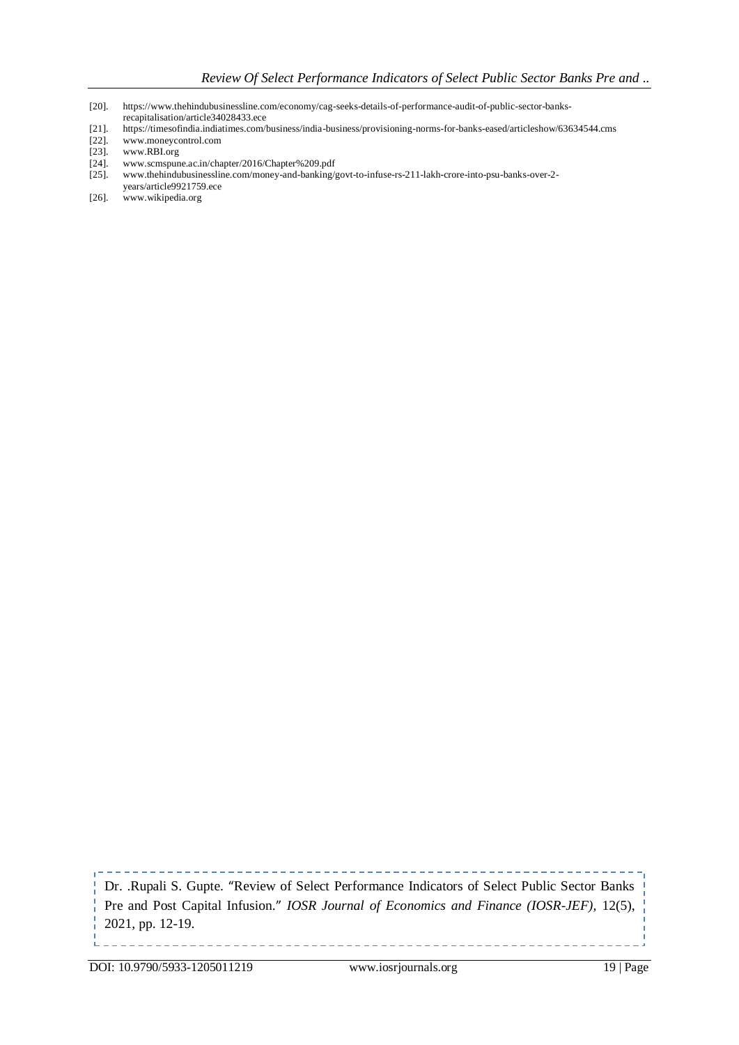[20]. https://www.thehindubusinessline.com/economy/cag-seeks-details-of-performance-audit-of-public-sector-banks-recapitalisation/article34028433.ece

[21]. https://timesofindia.indiatimes.com/business/india-business/provisioning-norms-for-banks-eased/articleshow/63634544.cms

[22]. www.moneycontrol.com

[23]. www.RBI.org

[24]. www.scmspune.ac.in/chapter/2016/Chapter%209.pdf

[25]. www.thehindubusinessline.com/money-and-banking/govt-to-infuse-rs-211-lakh-crore-into-psu-banks-over-2-years/article9921759.ece

[26]. www.wikipedia.org

Dr. .Rupali S. Gupte. "Review of Select Performance Indicators of Select Public Sector Banks Pre and Post Capital Infusion." *IOSR Journal of Economics and Finance (IOSR-JEF)*, 12(5), 2021, pp. 12-19.